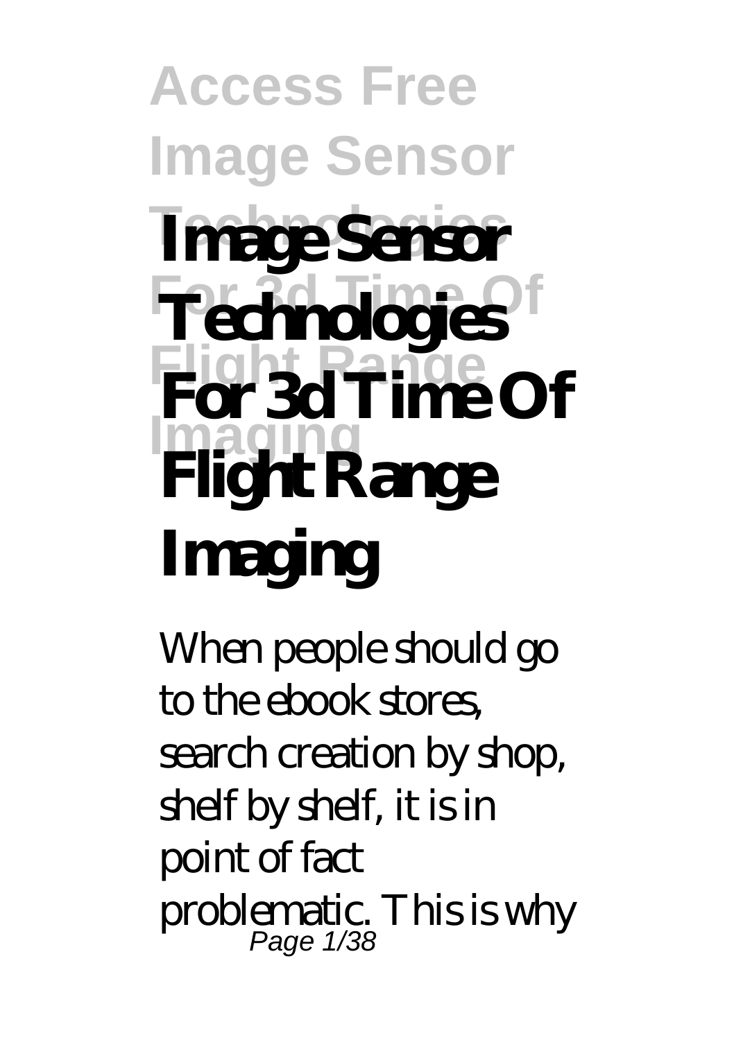# Image Sensor Technologies For 3d Time Of Flight Range Imaging

When people should go to the ebook stores, search creation by shop, shelf by shelf, it is in point of fact problematic. This is why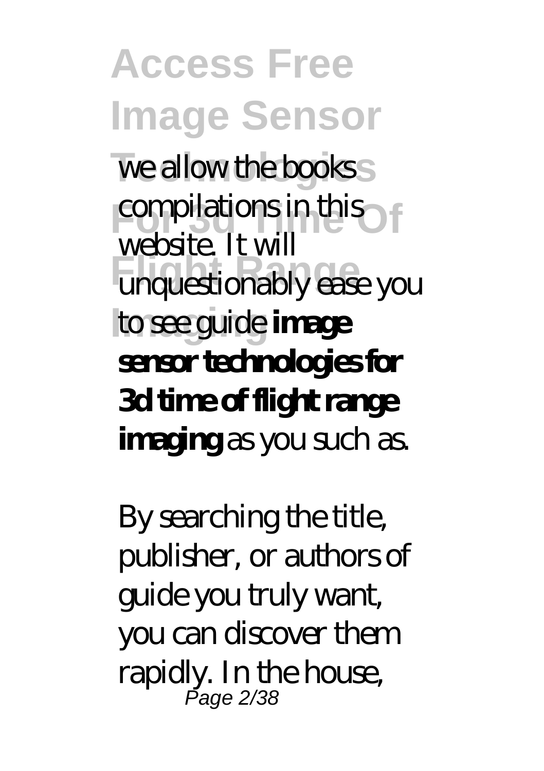we allow the books compilations in this website. It will unquestionably ease you to see guide **image sensor technologies for 3d time of flight range imaging** as you such as.

By searching the title, publisher, or authors of guide you truly want, you can discover them rapidly. In the house,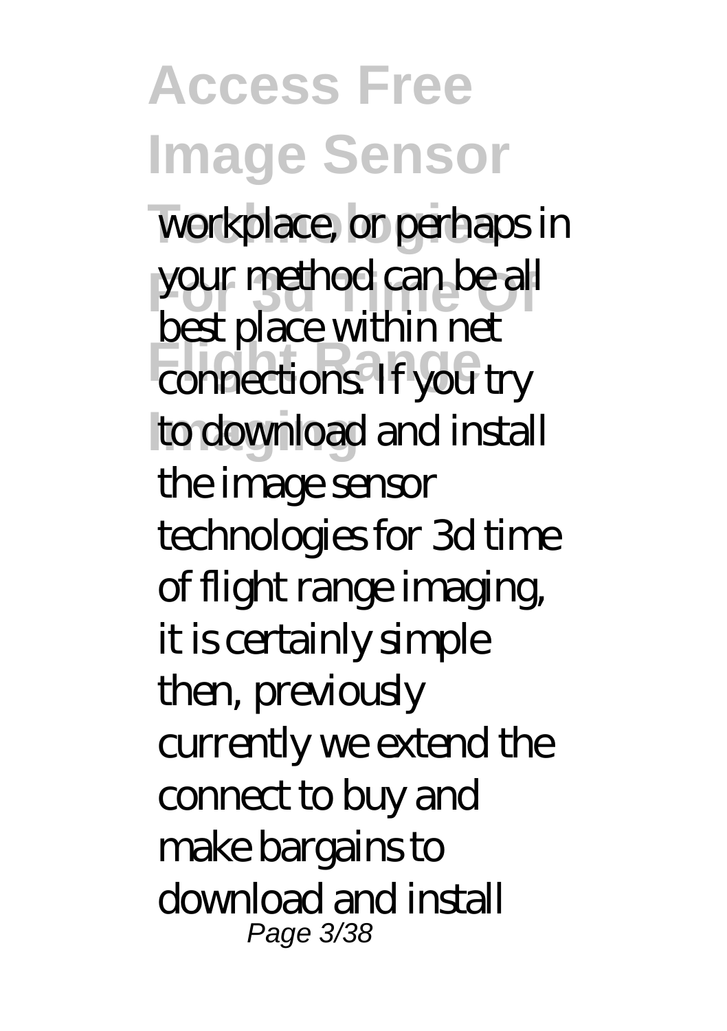workplace, or perhaps in your method can be all best place within net connections. If you try to download and install the image sensor technologies for 3d time of flight range imaging, it is certainly simple then, previously currently we extend the connect to buy and make bargains to download and install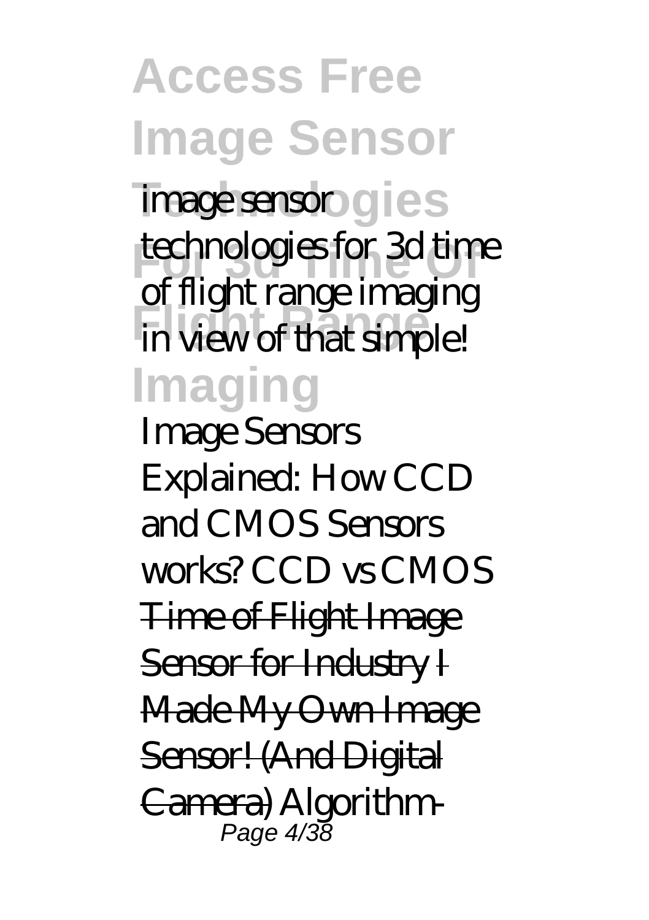*image sensor technologies for 3d time of flight range imaging* in view of that simple!

*Image Sensors Explained: How CCD and CMOS Sensors works? CCD vs CMOS* ~~Time of Flight Image Sensor for Industry~~ ~~I Made My Own Image Sensor! (And Digital Camera)~~ *Algorithm-*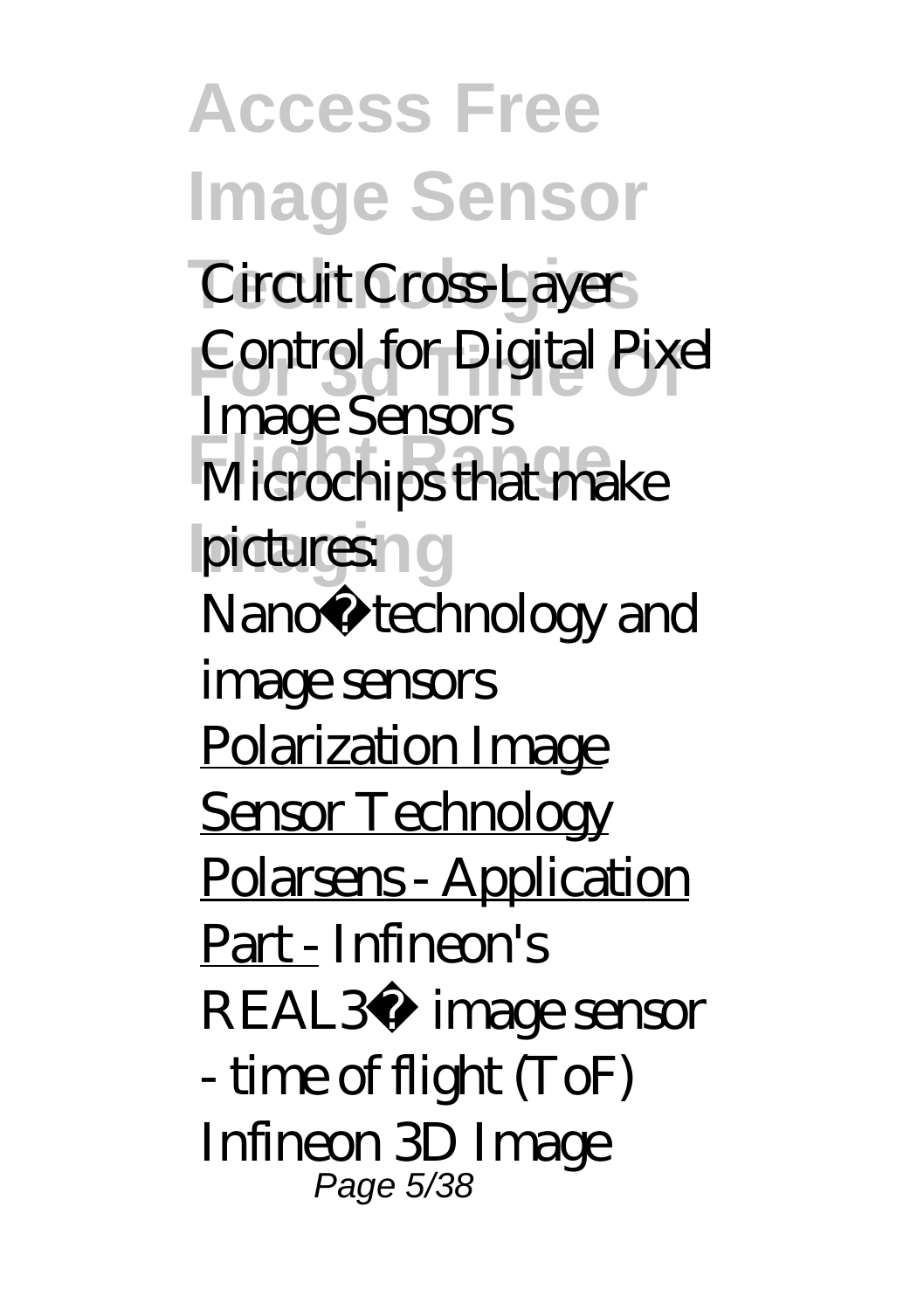*Circuit Cross-Layer Control for Digital Pixel Image Sensors* *Microchips that make pictures: Nano‐technology and image sensors* Polarization Image Sensor Technology Polarsens - Application Part - *Infineon's REAL3™ image sensor - time of flight (ToF)* *Infineon 3D Image*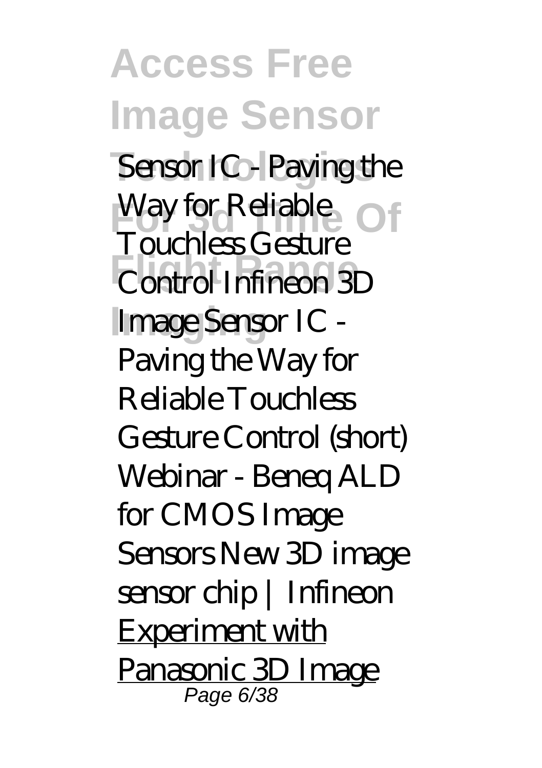*Sensor IC - Paving the Way for Reliable Touchless Gesture Control* *Infineon 3D Image Sensor IC - Paving the Way for Reliable Touchless Gesture Control (short)* *Webinar - Beneq ALD for CMOS Image Sensors* *New 3D image sensor chip | Infineon* Experiment with Panasonic 3D Image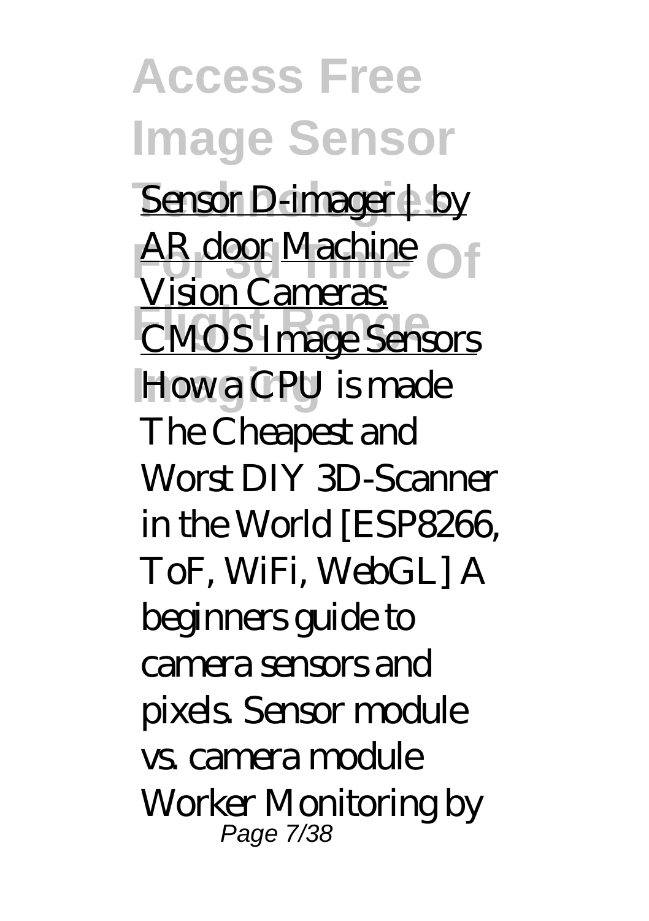Sensor D-imager | by AR door Machine Vision Cameras: CMOS Image Sensors How a CPU is made The Cheapest and Worst DIY 3D-Scanner in the World [ESP8266, ToF, WiFi, WebGL] A beginners guide to camera sensors and pixels. Sensor module vs. camera module Worker Monitoring by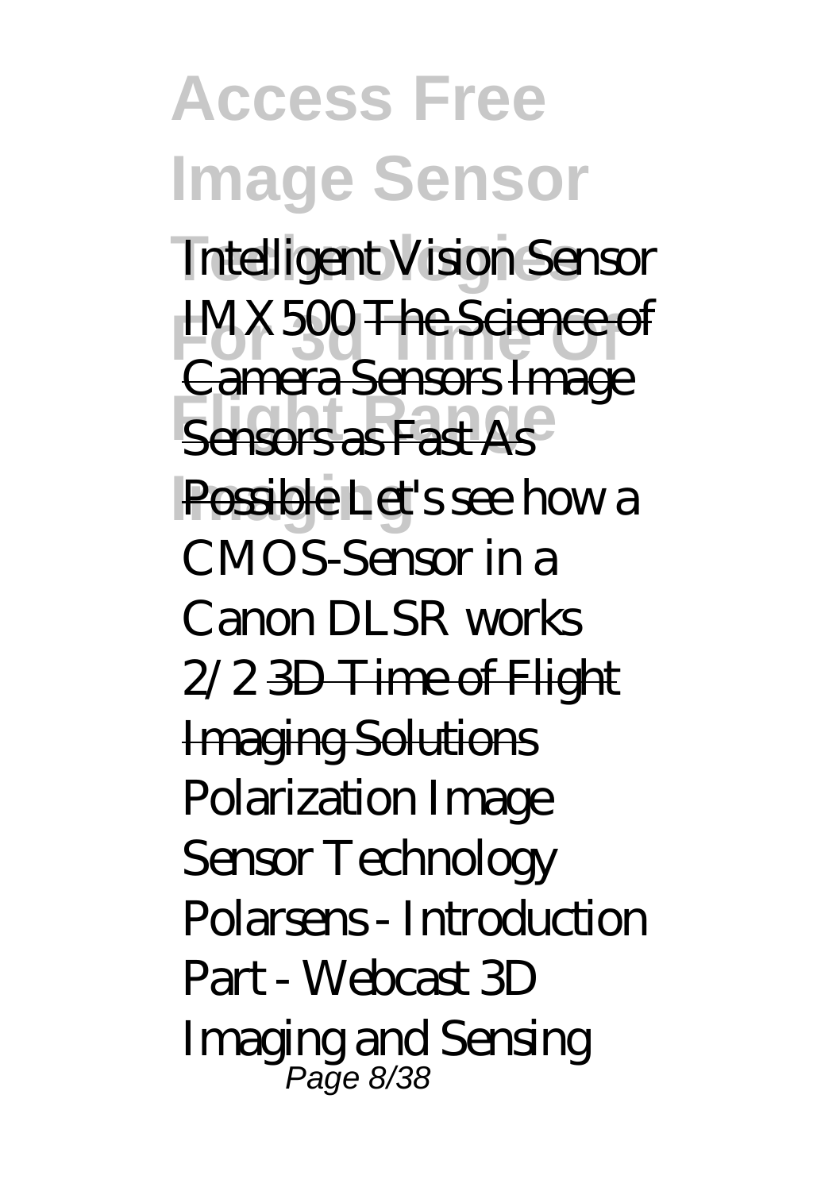*Intelligent Vision Sensor IMX500* The Science of Camera Sensors Image Sensors as Fast As Possible *Let's see how a CMOS-Sensor in a Canon DLSR works 2/2* 3D Time of Flight Imaging Solutions *Polarization Image Sensor Technology Polarsens - Introduction Part - Webcast 3D Imaging and Sensing*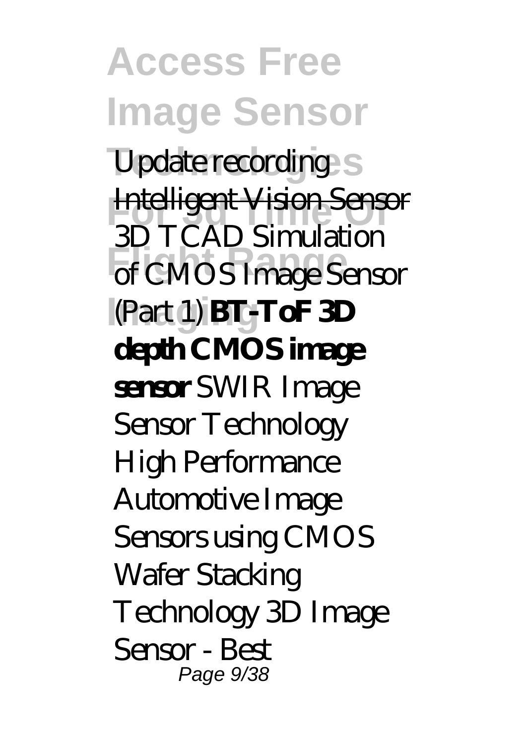*Update recording* Intelligent Vision Sensor *3D TCAD Simulation of CMOS Image Sensor (Part 1)* **BT-ToF 3D depth CMOS image sensor** *SWIR Image Sensor Technology High Performance Automotive Image Sensors using CMOS Wafer Stacking Technology 3D Image Sensor - Best*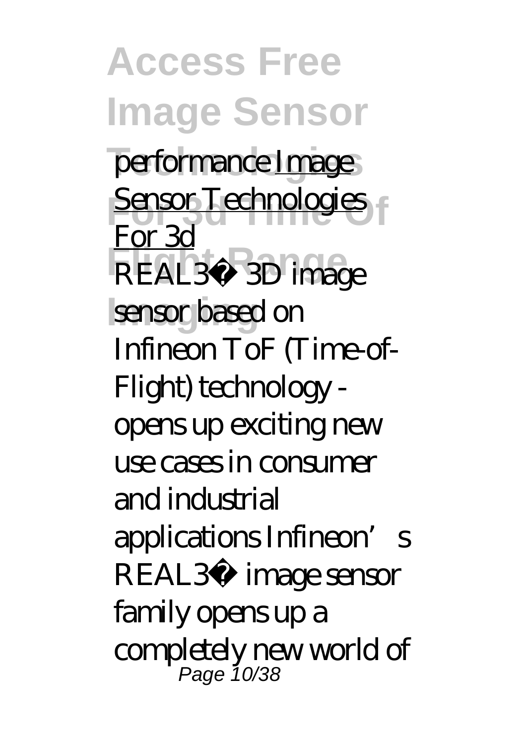performance [Image Sensor Technologies For 3d]

REAL3™ 3D image sensor based on Infineon ToF (Time-of-Flight) technology - opens up exciting new use cases in consumer and industrial applications Infineon's REAL3™ image sensor family opens up a completely new world of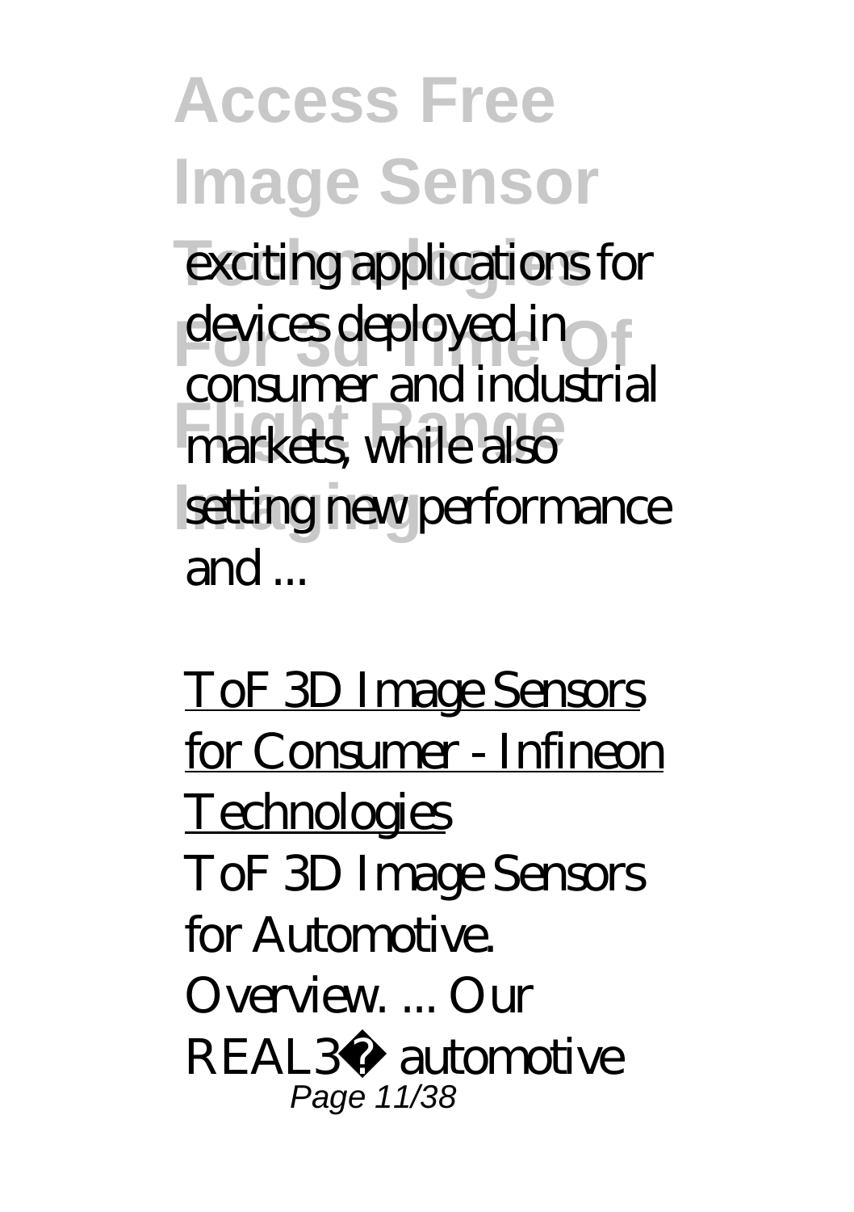exciting applications for devices deployed in consumer and industrial markets, while also setting new performance and ...

ToF 3D Image Sensors for Consumer - Infineon Technologies

ToF 3D Image Sensors for Automotive. Overview. ... Our REAL3� automotive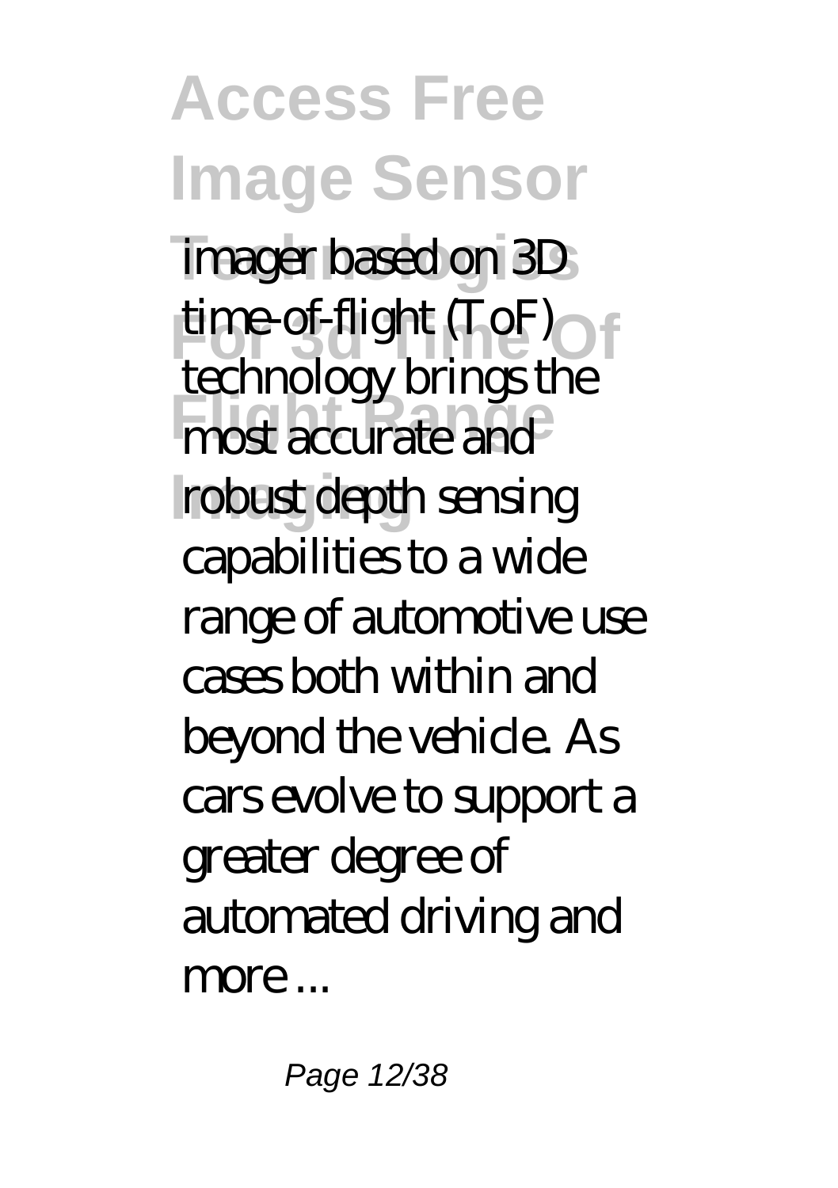imager based on 3D time-of-flight (ToF) technology brings the most accurate and robust depth sensing capabilities to a wide range of automotive use cases both within and beyond the vehicle. As cars evolve to support a greater degree of automated driving and more ...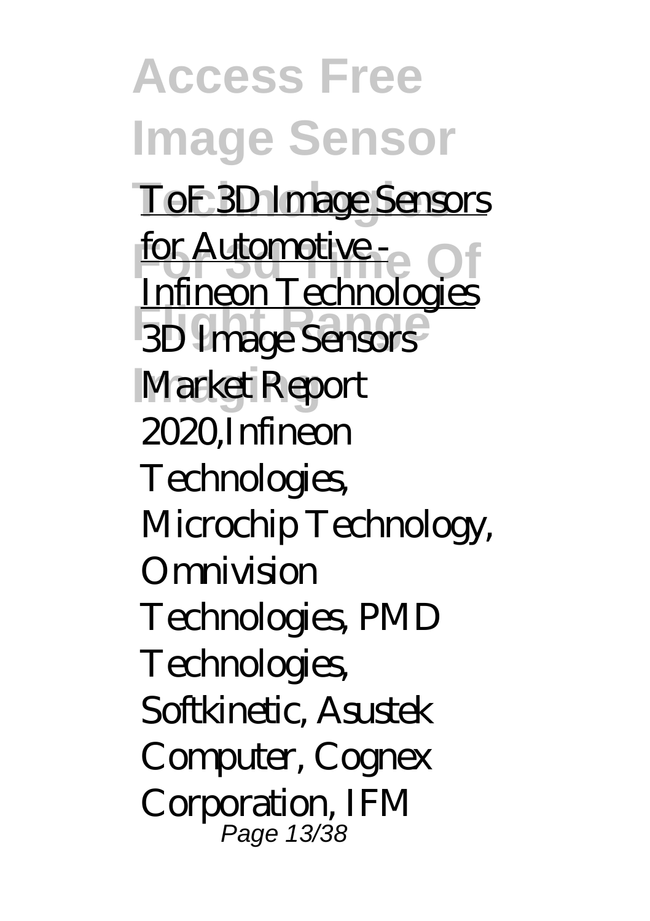ToF 3D Image Sensors for Automotive - Infineon Technologies

3D Image Sensors Market Report 2020,Infineon Technologies, Microchip Technology, Omnivision Technologies, PMD Technologies, Softkinetic, Asustek Computer, Cognex Corporation, IFM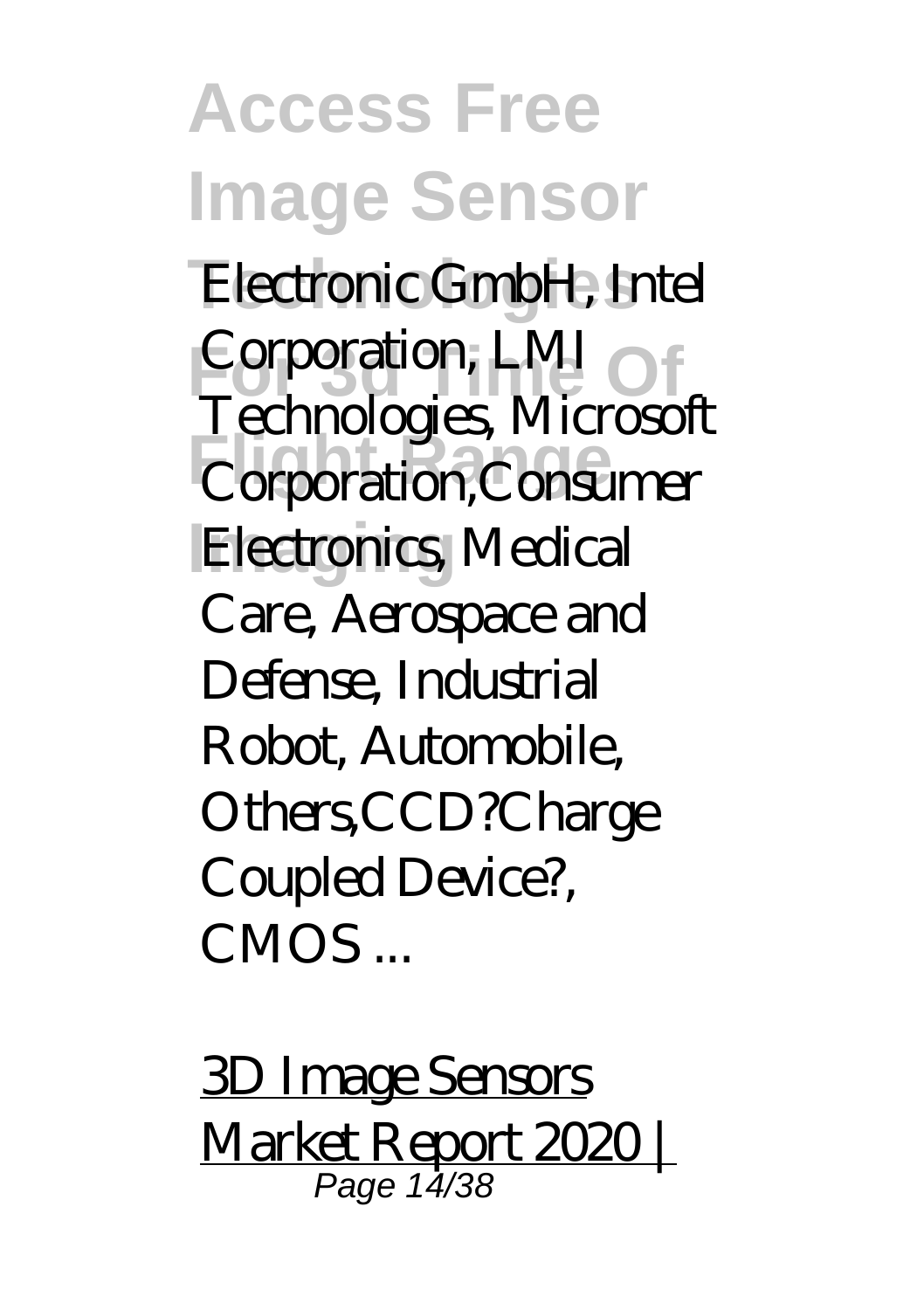Electronic GmbH, Intel Corporation, LMI Technologies, Microsoft Corporation,Consumer Electronics, Medical Care, Aerospace and Defense, Industrial Robot, Automobile, Others,CCD?Charge Coupled Device?, CMOS ...

3D Image Sensors Market Report 2020 |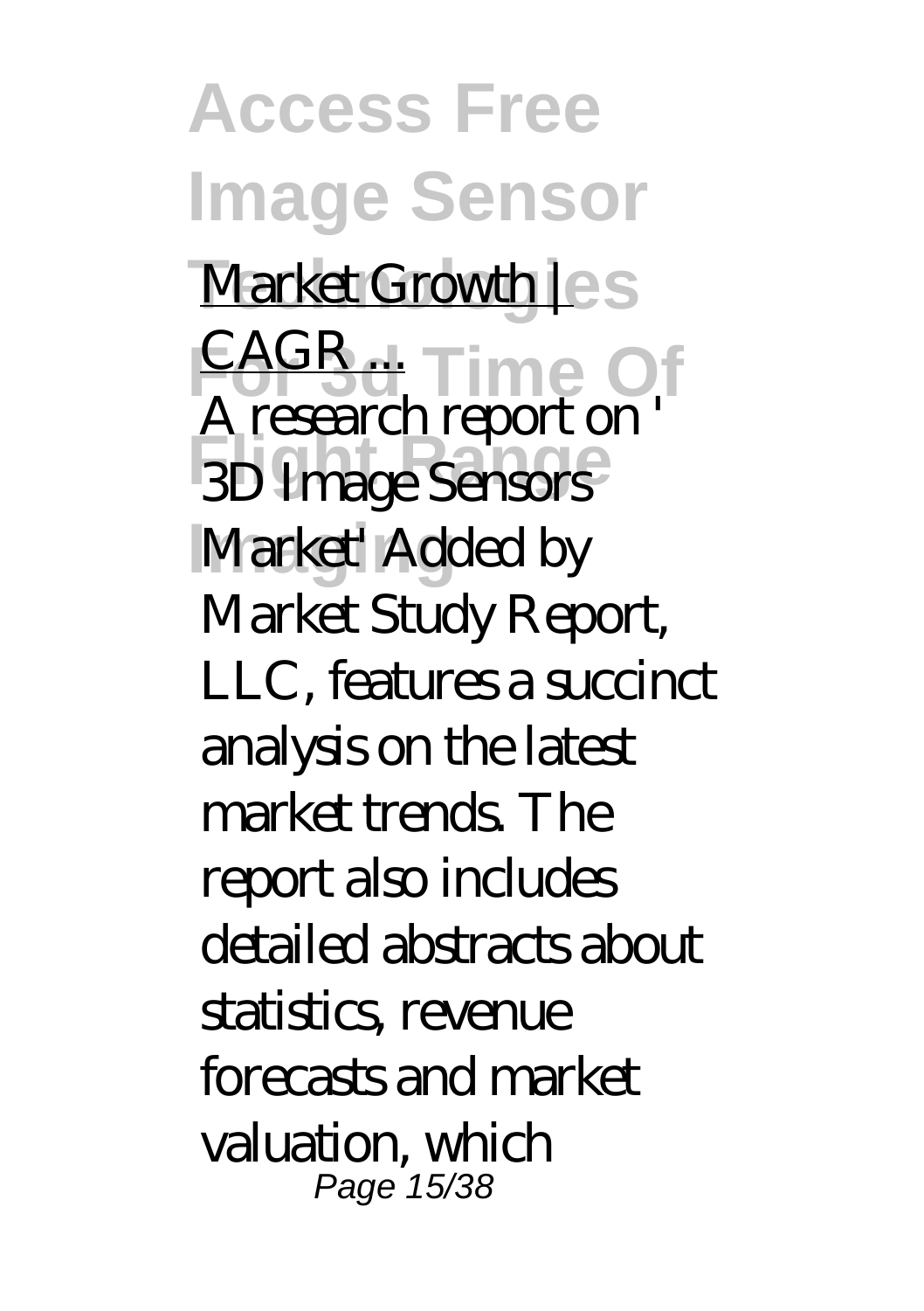Market Growth | CAGR ...

A research report on ' 3D Image Sensors Market' Added by Market Study Report, LLC, features a succinct analysis on the latest market trends. The report also includes detailed abstracts about statistics, revenue forecasts and market valuation, which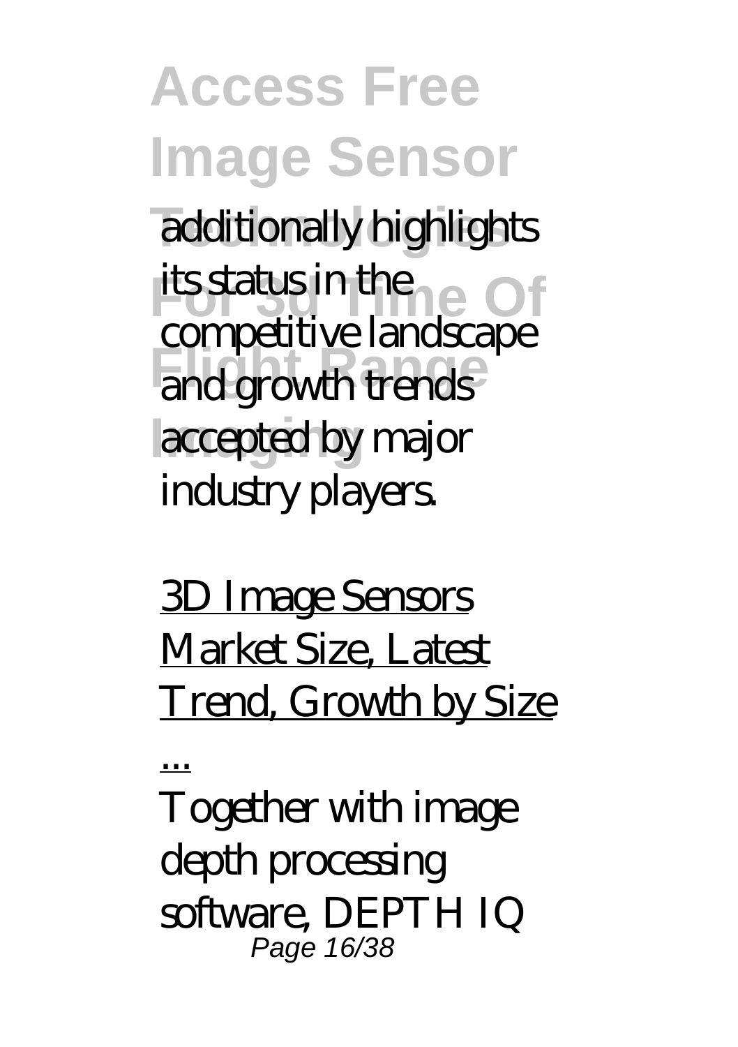additionally highlights its status in the competitive landscape and growth trends accepted by major industry players.

3D Image Sensors Market Size, Latest Trend, Growth by Size ...

Together with image depth processing software, DEPTH IQ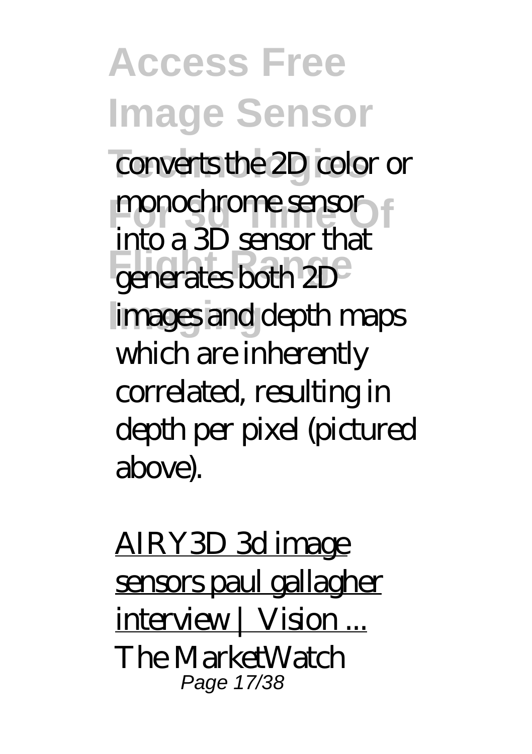converts the 2D color or monochrome sensor into a 3D sensor that generates both 2D images and depth maps which are inherently correlated, resulting in depth per pixel (pictured above).

AIRY3D 3d image sensors paul gallagher interview | Vision ...

The MarketWatch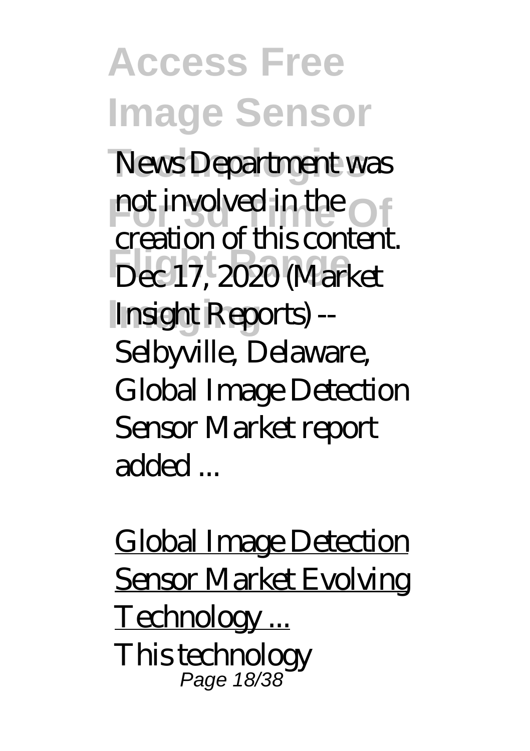News Department was not involved in the creation of this content. Dec 17, 2020 (Market Insight Reports) -- Selbyville, Delaware, Global Image Detection Sensor Market report added ...

Global Image Detection Sensor Market Evolving Technology ...

This technology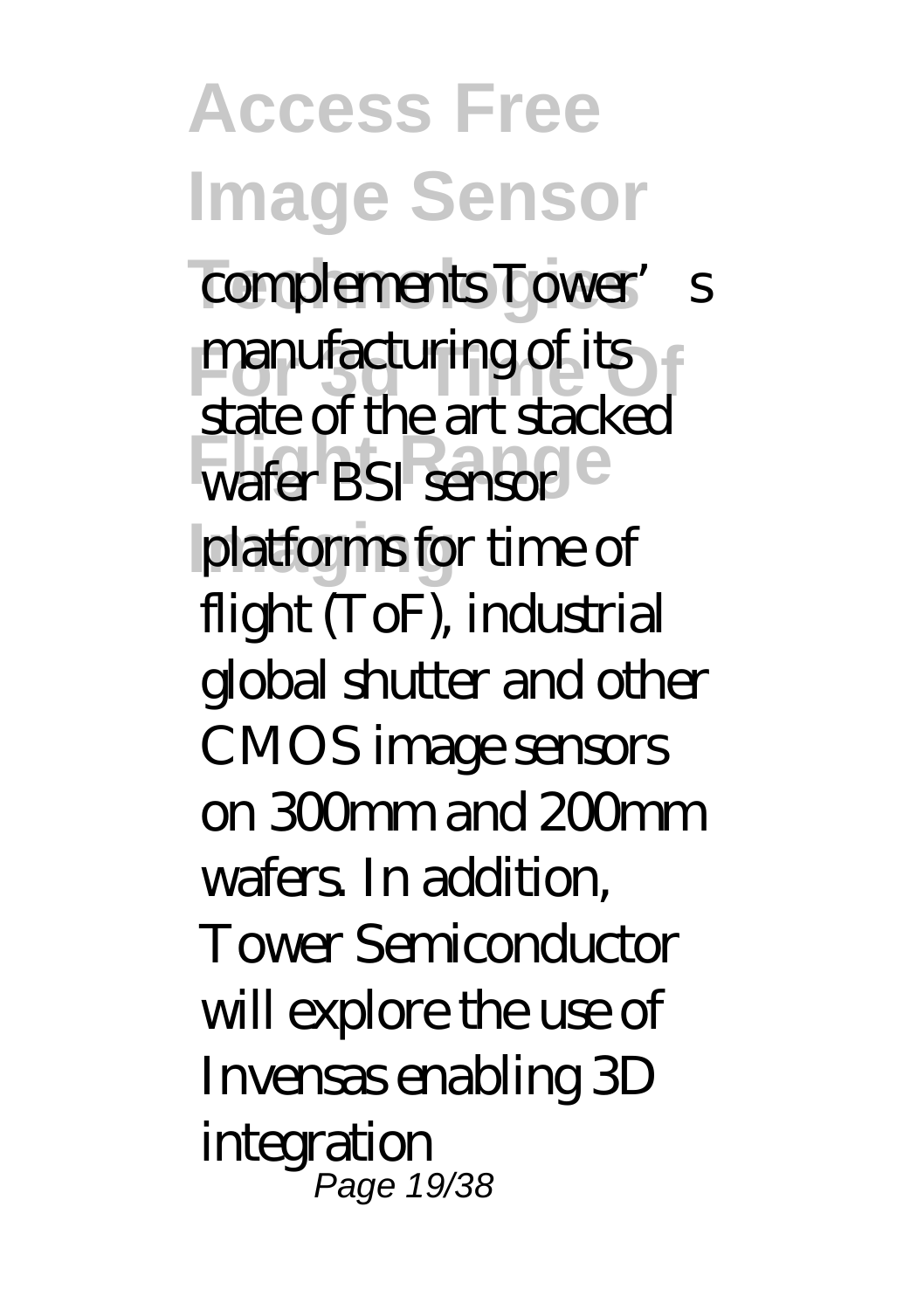complements Tower's manufacturing of its state of the art stacked wafer BSI sensor platforms for time of flight (ToF), industrial global shutter and other CMOS image sensors on 300mm and 200mm wafers. In addition, Tower Semiconductor will explore the use of Invensas enabling 3D integration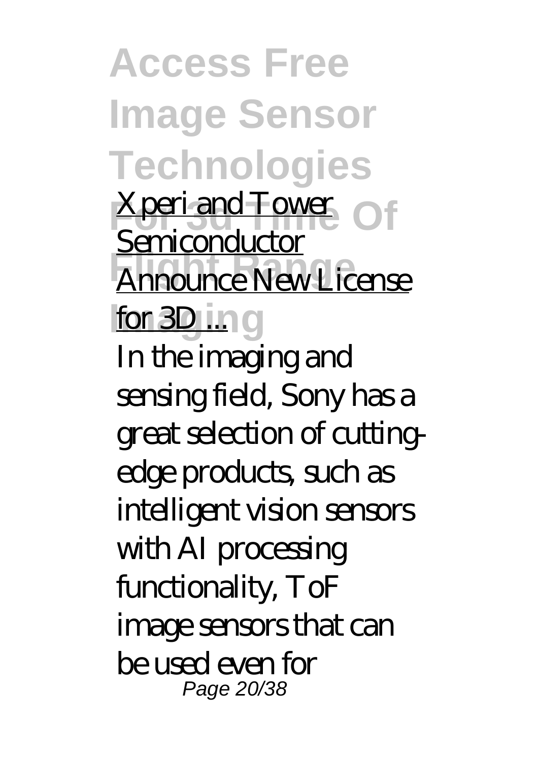Xperi and Tower Semiconductor Announce New License for 3D ...

In the imaging and sensing field, Sony has a great selection of cutting-edge products, such as intelligent vision sensors with AI processing functionality, ToF image sensors that can be used even for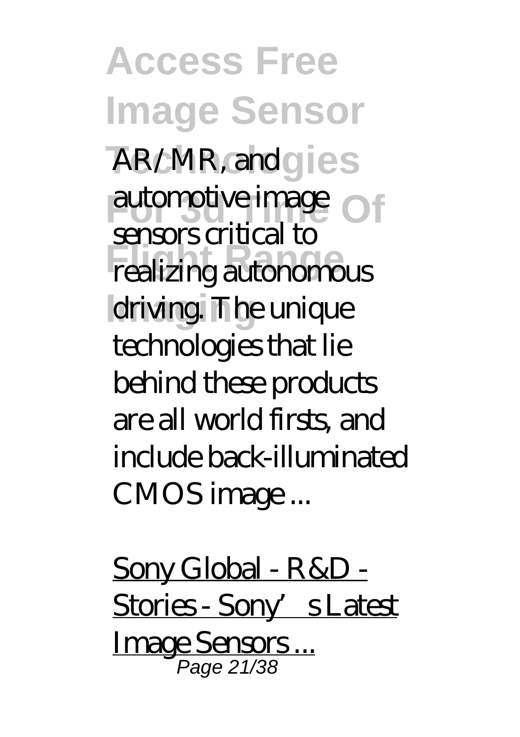AR/MR, and automotive image sensors critical to realizing autonomous driving. The unique technologies that lie behind these products are all world firsts, and include back-illuminated CMOS image ...

Sony Global - R&D - Stories - Sony's Latest Image Sensors ...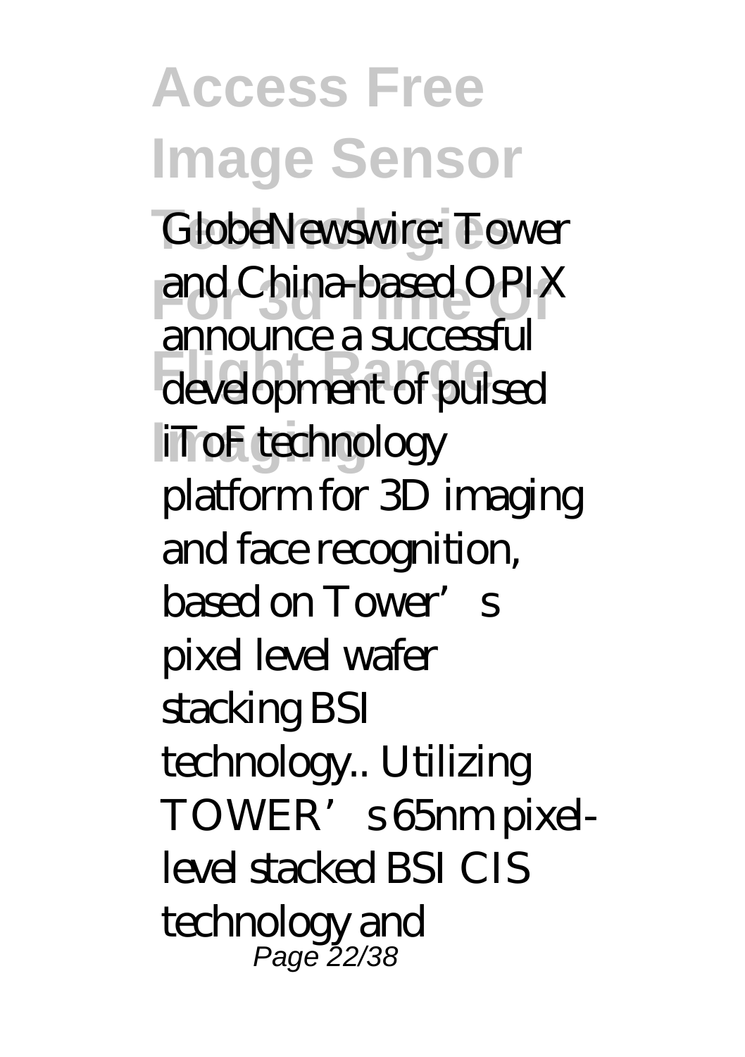GlobeNewswire: Tower and China-based OPIX announce a successful development of pulsed iToF technology platform for 3D imaging and face recognition, based on Tower's pixel level wafer stacking BSI technology.. Utilizing TOWER's 65nm pixel-level stacked BSI CIS technology and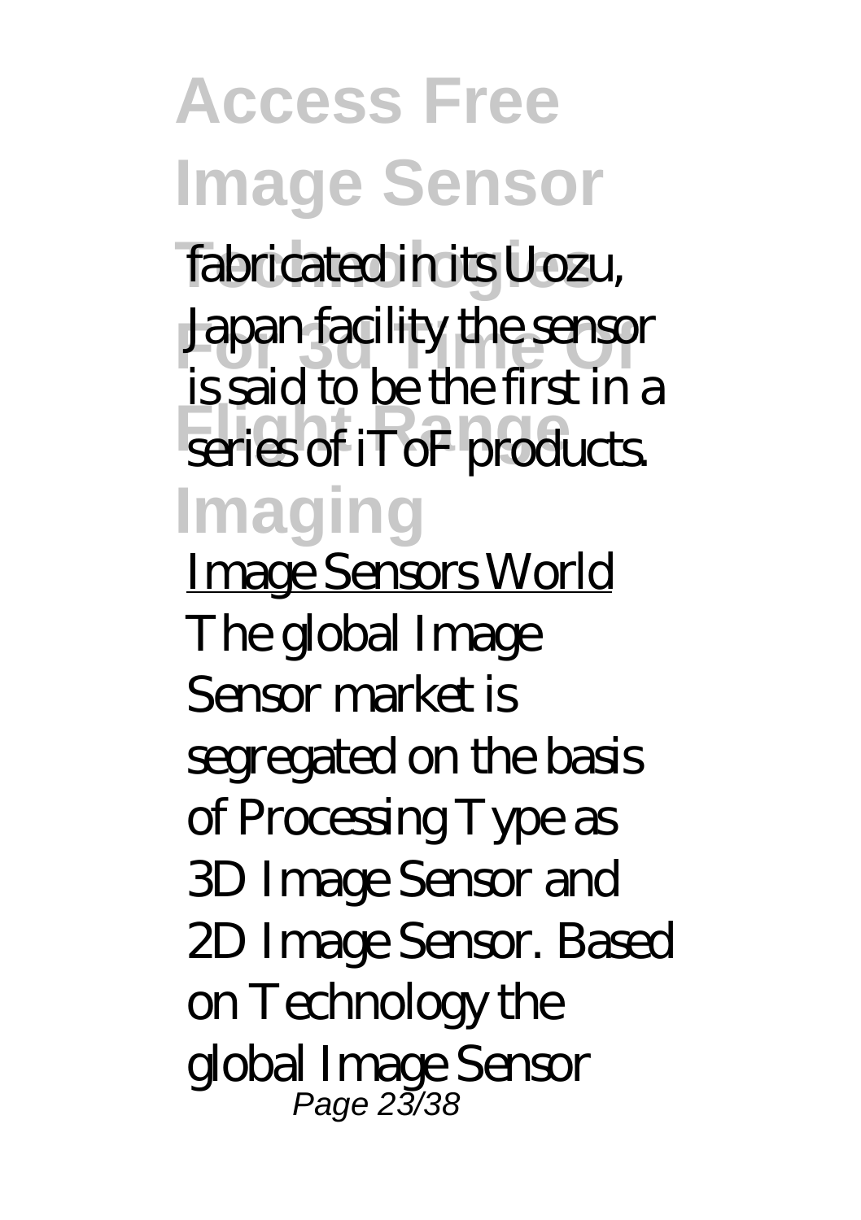fabricated in its Uozu, Japan facility the sensor is said to be the first in a series of iToF products.

Image Sensors World

The global Image Sensor market is segregated on the basis of Processing Type as 3D Image Sensor and 2D Image Sensor. Based on Technology the global Image Sensor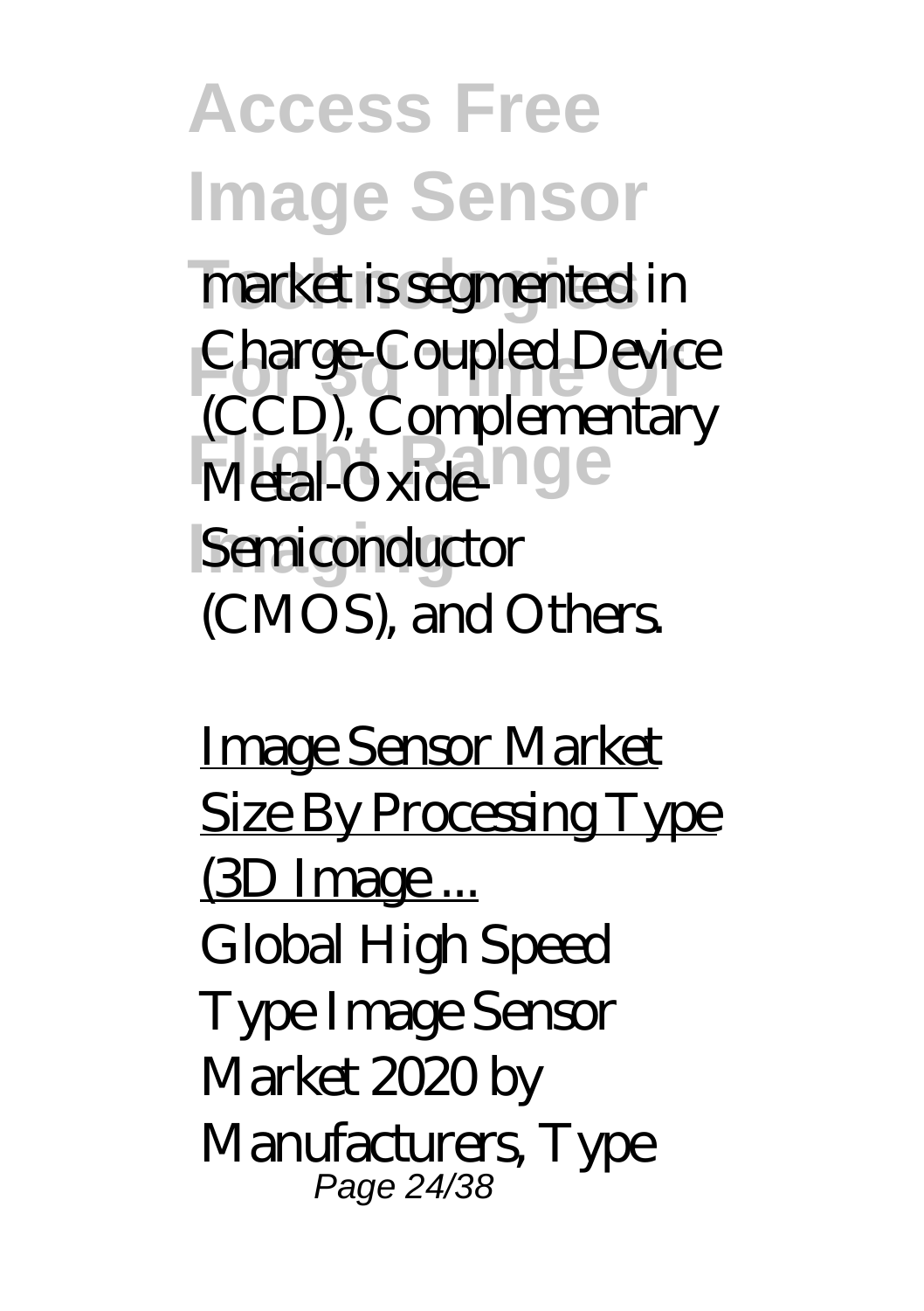market is segmented in Charge-Coupled Device (CCD), Complementary Metal-Oxide-Semiconductor (CMOS), and Others.

Image Sensor Market Size By Processing Type (3D Image ...

Global High Speed Type Image Sensor Market 2020 by Manufacturers, Type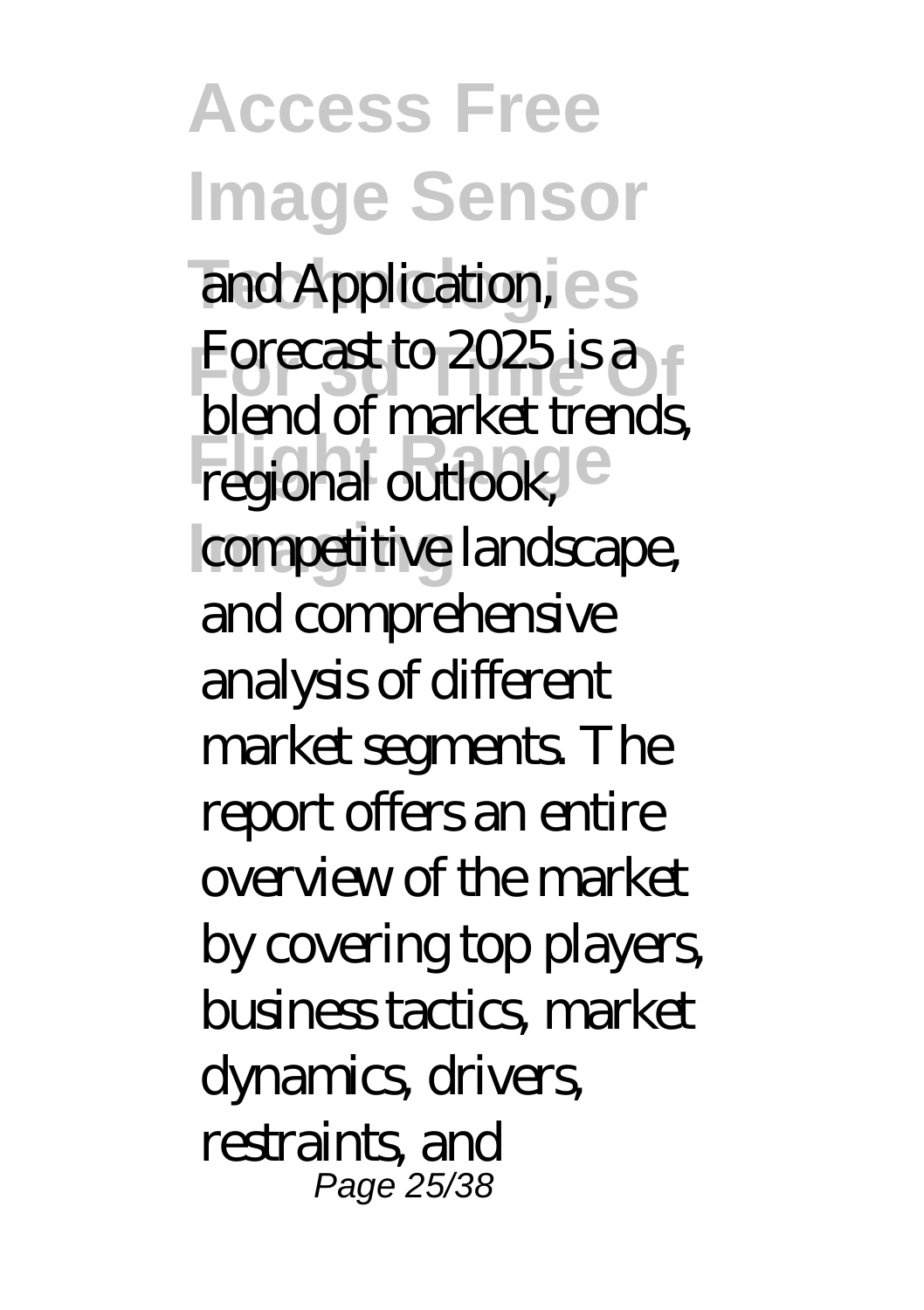and Application, Forecast to 2025 is a blend of market trends, regional outlook, competitive landscape, and comprehensive analysis of different market segments. The report offers an entire overview of the market by covering top players, business tactics, market dynamics, drivers, restraints, and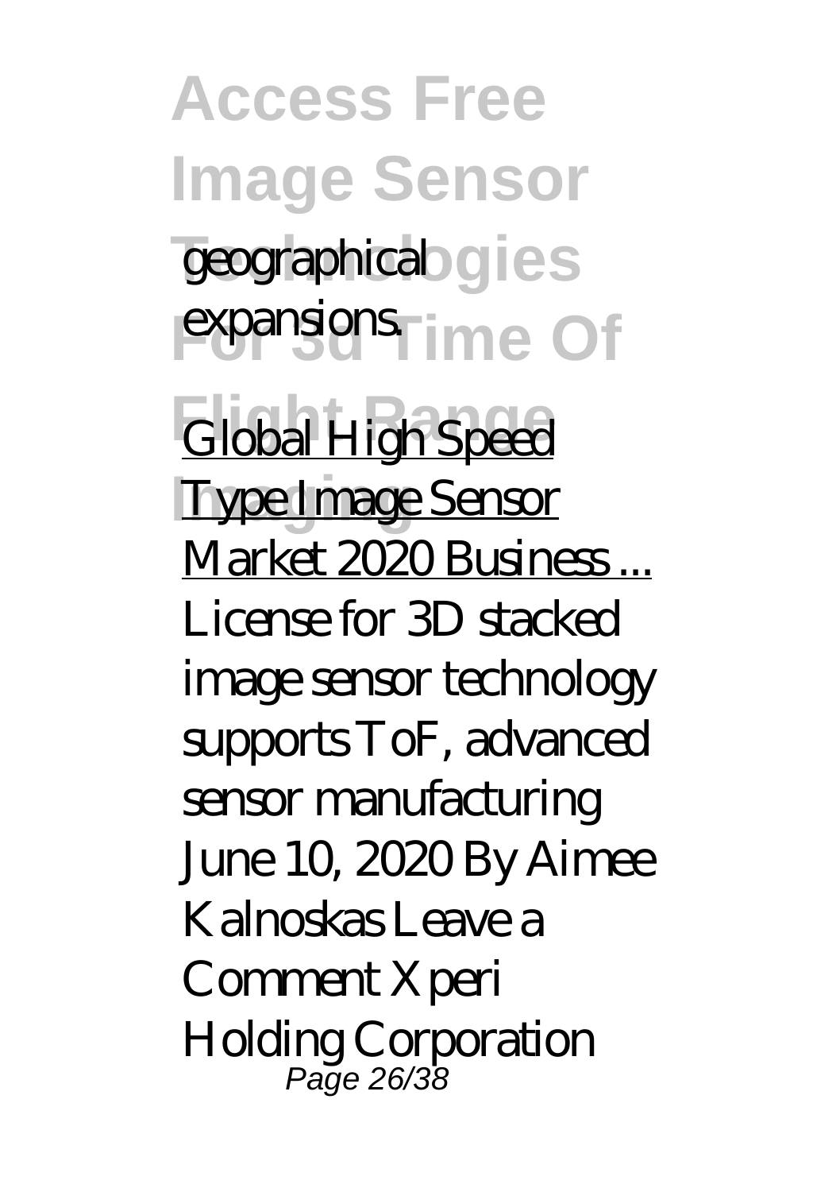geographical expansions.

Global High Speed Type Image Sensor Market 2020 Business ...

License for 3D stacked image sensor technology supports ToF, advanced sensor manufacturing June 10, 2020 By Aimee Kalnoskas Leave a Comment Xperi Holding Corporation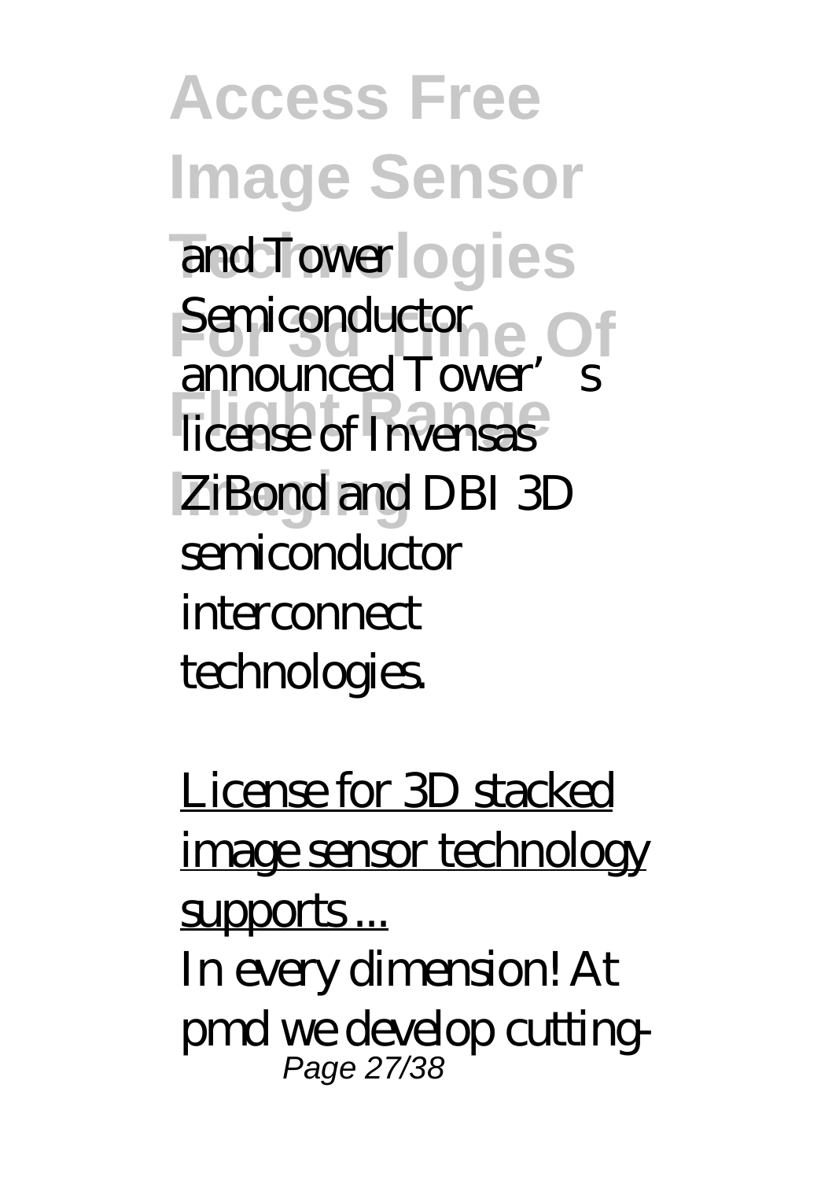and Tower Semiconductor announced Tower's license of Invensas ZiBond and DBI 3D semiconductor interconnect technologies.

License for 3D stacked image sensor technology supports ...

In every dimension! At pmd we develop cutting-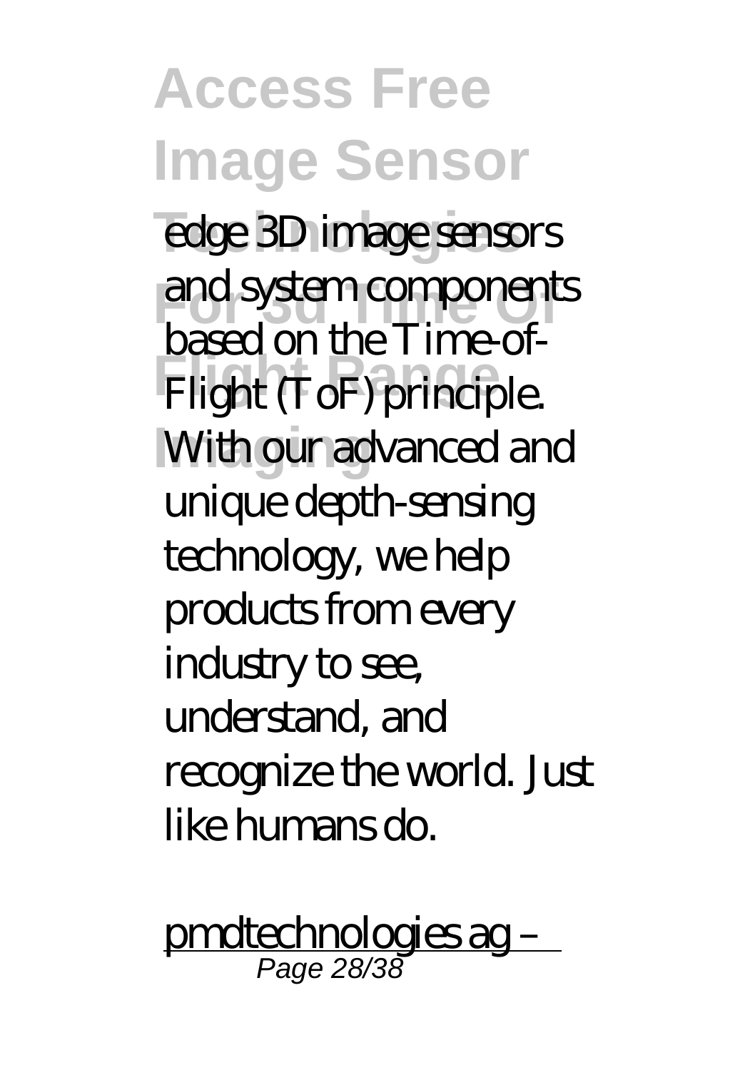edge 3D image sensors and system components based on the Time-of-Flight (ToF) principle. With our advanced and unique depth-sensing technology, we help products from every industry to see, understand, and recognize the world. Just like humans do.

pmdtechnologies ag –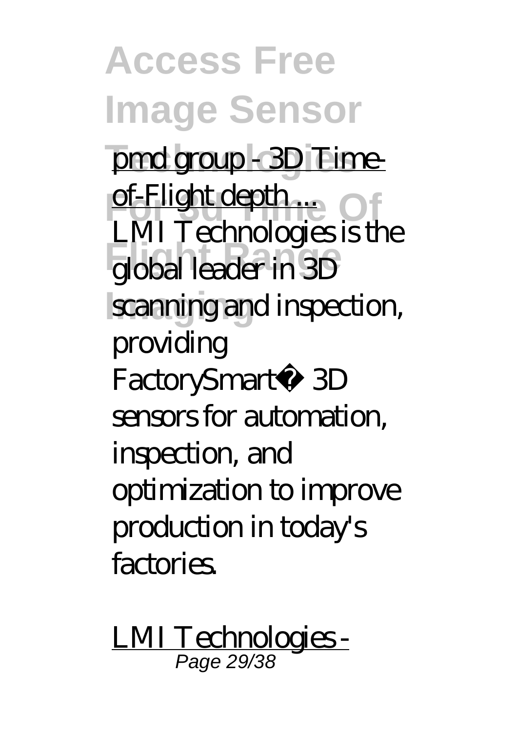pmd group - 3D Time-of-Flight depth ...

LMI Technologies is the global leader in 3D scanning and inspection, providing FactorySmart® 3D sensors for automation, inspection, and optimization to improve production in today's factories.

LMI Technologies -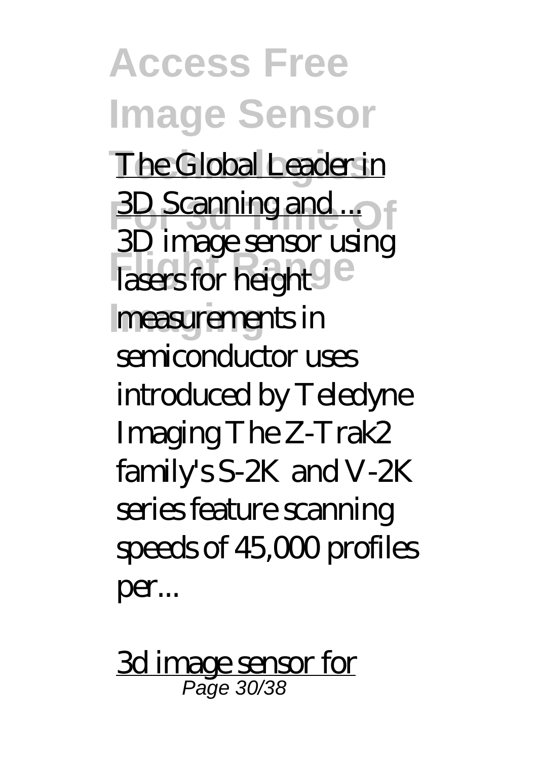The Global Leader in 3D Scanning and ...

3D image sensor using lasers for height measurements in semiconductor uses introduced by Teledyne Imaging The Z-Trak2 family's S-2K and V-2K series feature scanning speeds of 45,000 profiles per...

3d image sensor for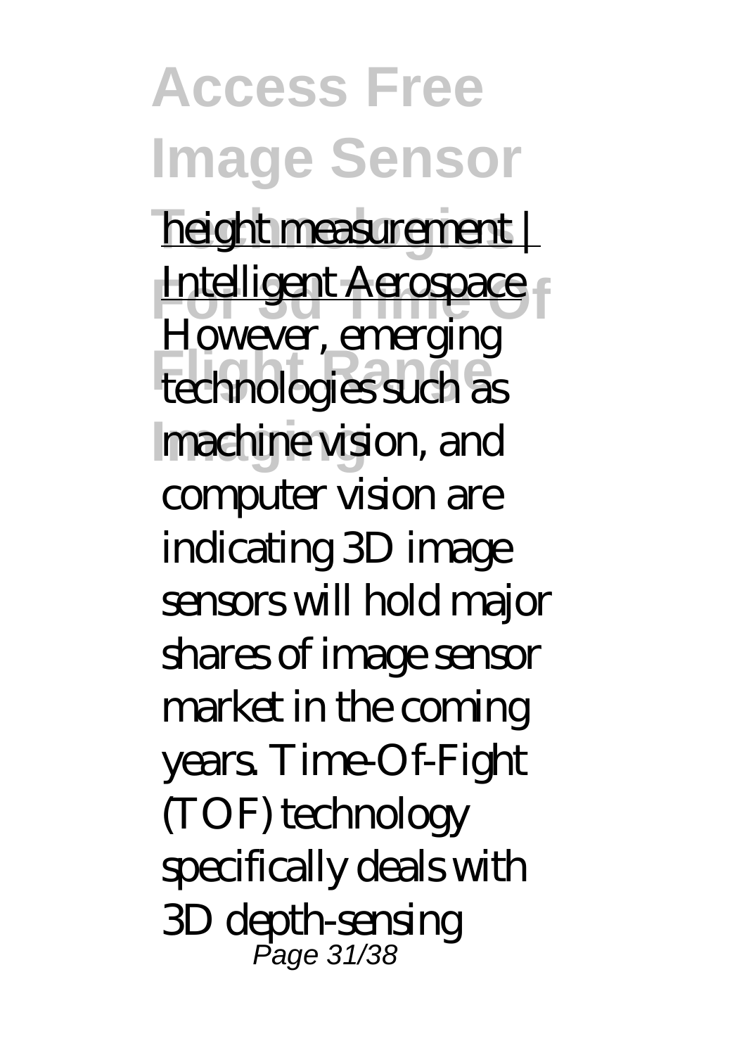height measurement | Intelligent Aerospace

However, emerging technologies such as machine vision, and computer vision are indicating 3D image sensors will hold major shares of image sensor market in the coming years. Time-Of-Fight (TOF) technology specifically deals with 3D depth-sensing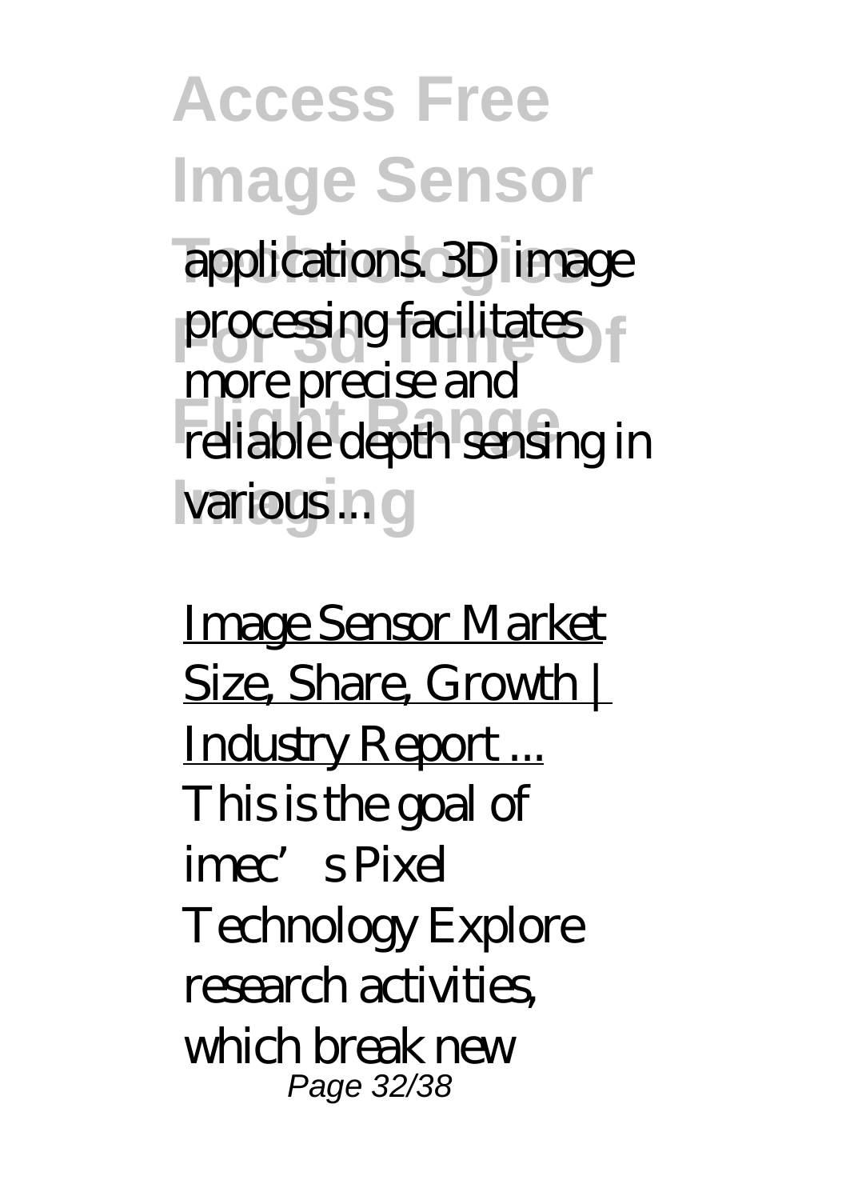applications. 3D image processing facilitates more precise and reliable depth sensing in various ...

Image Sensor Market Size, Share, Growth | Industry Report ...

This is the goal of imec's Pixel Technology Explore research activities, which break new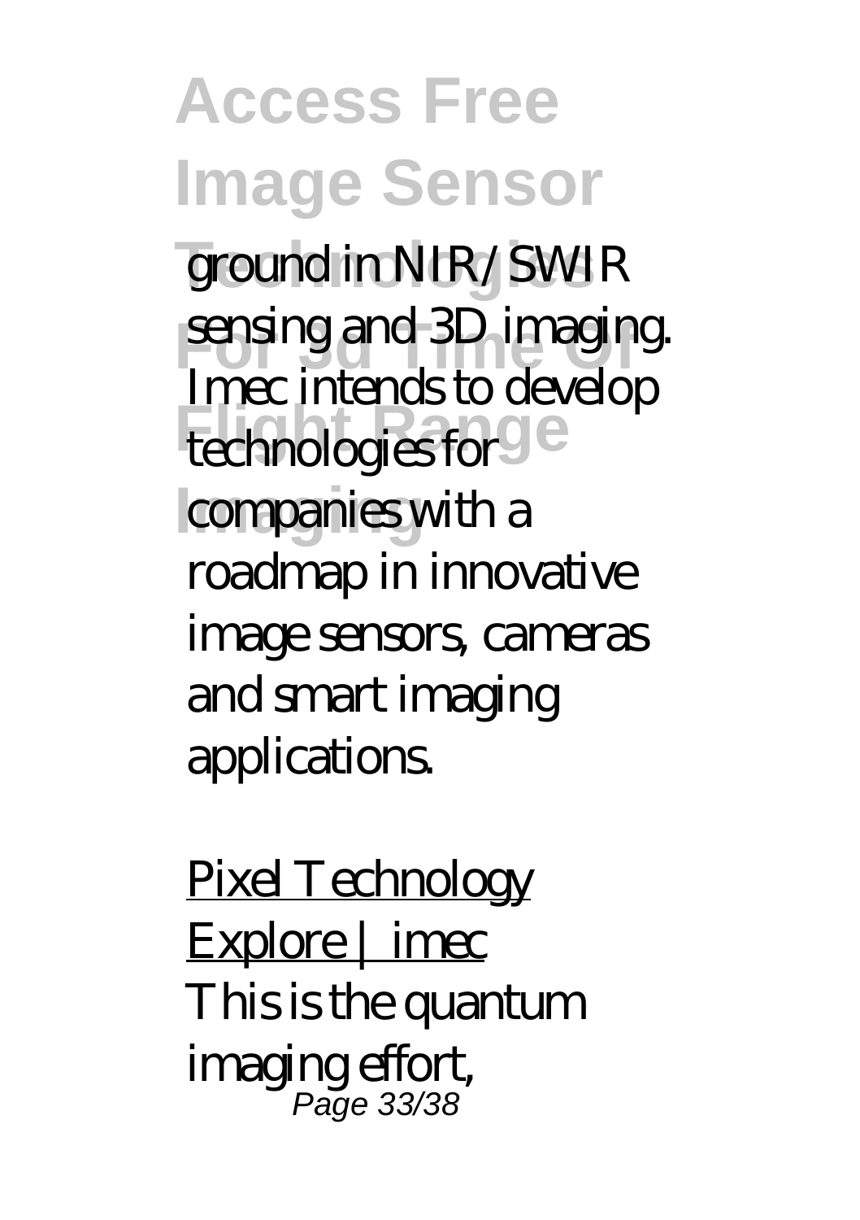ground in NIR/SWIR sensing and 3D imaging. Imec intends to develop technologies for companies with a roadmap in innovative image sensors, cameras and smart imaging applications.

Pixel Technology Explore | imec

This is the quantum imaging effort,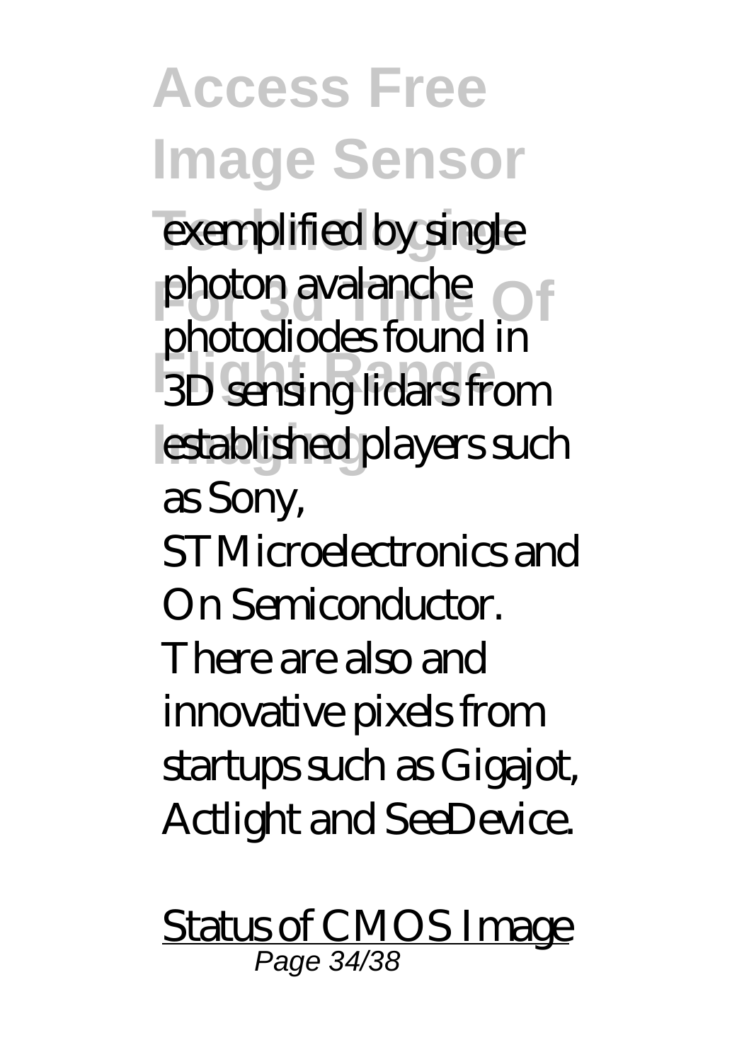exemplified by single photon avalanche photodiodes found in 3D sensing lidars from established players such as Sony, STMicroelectronics and On Semiconductor. There are also and innovative pixels from startups such as Gigajot, Actlight and SeeDevice.

Status of CMOS Image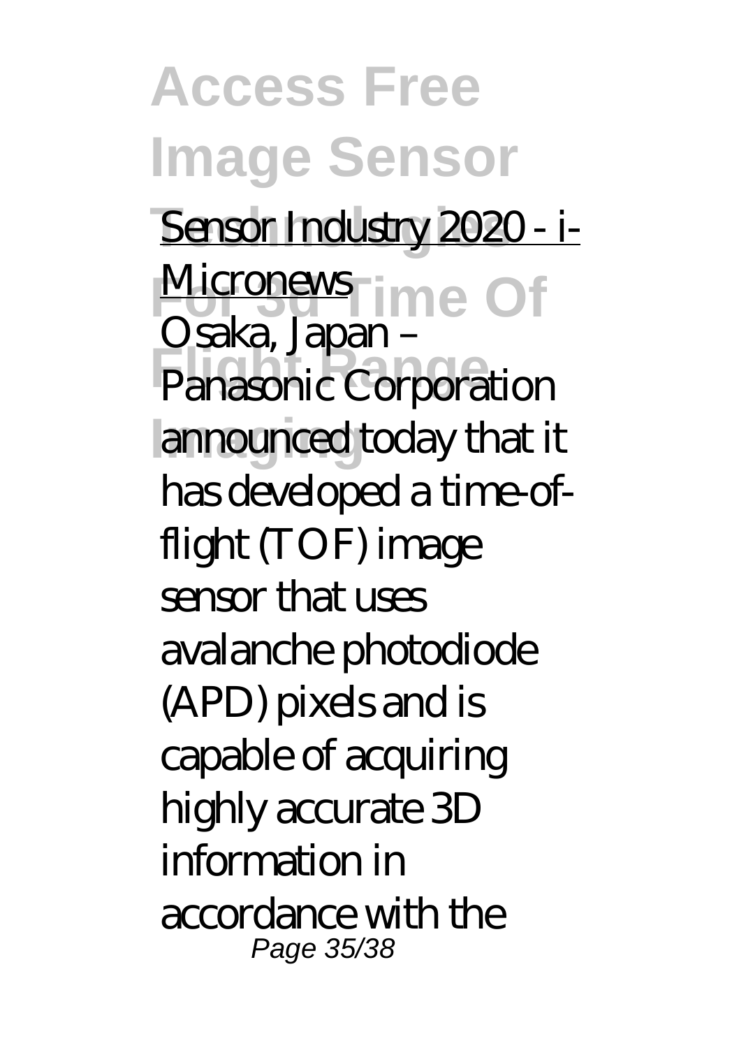Sensor Industry 2020 - i-Micronews

Osaka, Japan – Panasonic Corporation announced today that it has developed a time-of-flight (TOF) image sensor that uses avalanche photodiode (APD) pixels and is capable of acquiring highly accurate 3D information in accordance with the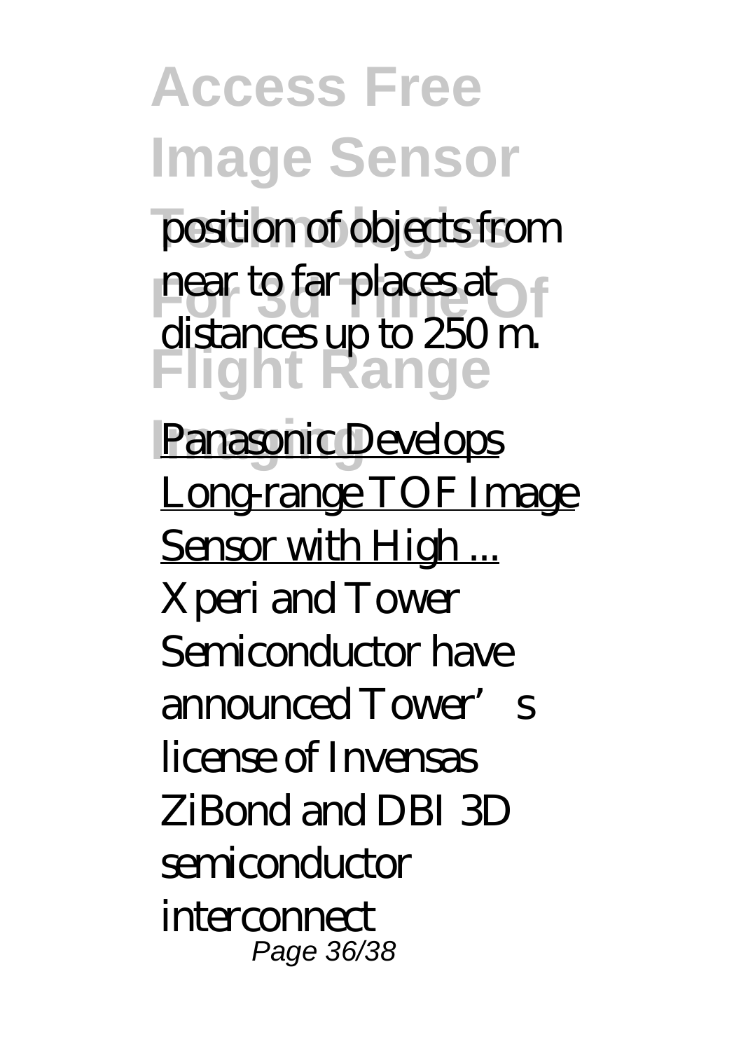position of objects from near to far places at distances up to 250 m.

Panasonic Develops Long-range TOF Image Sensor with High ...

Xperi and Tower Semiconductor have announced Tower's license of Invensas ZiBond and DBI 3D semiconductor interconnect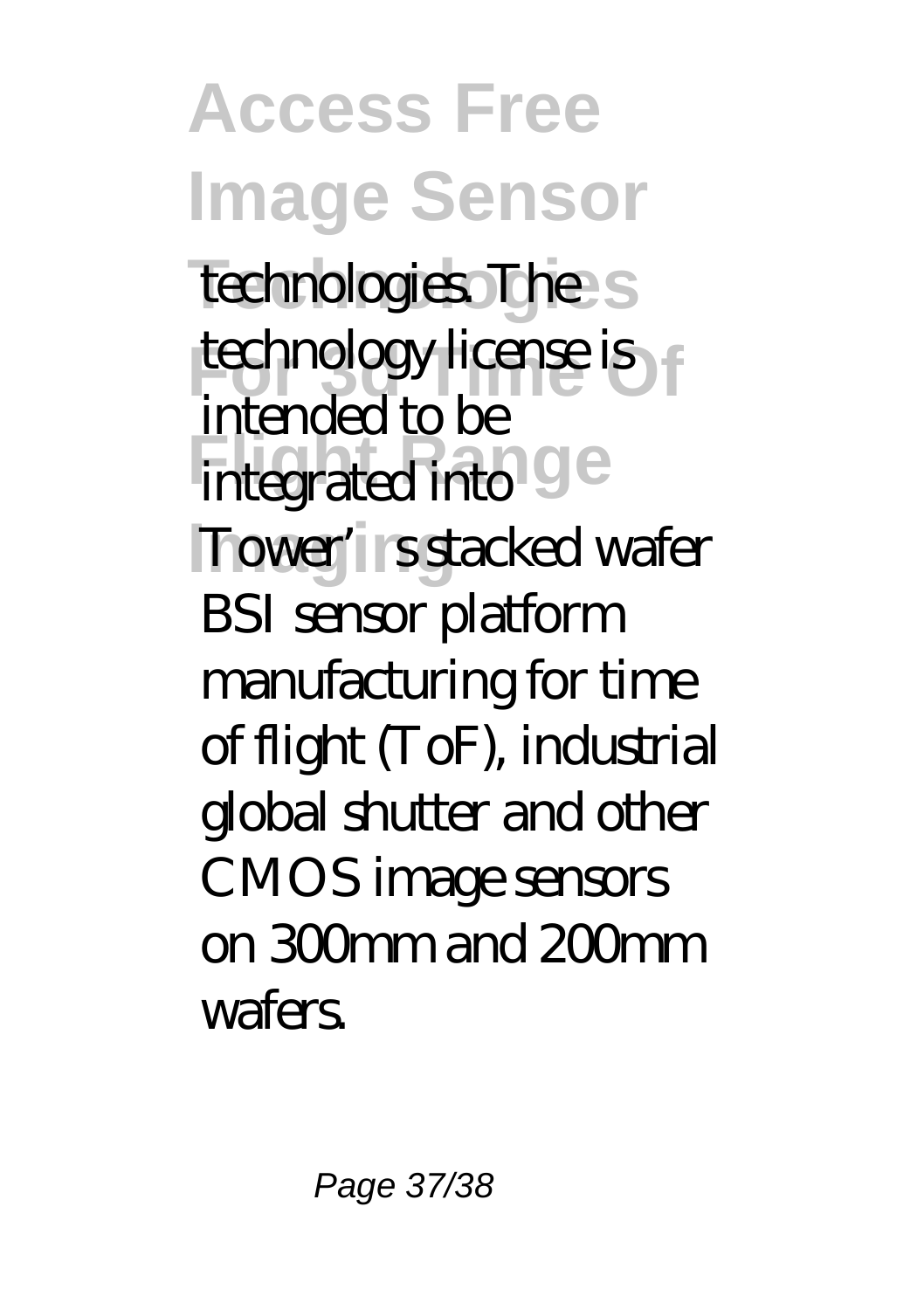technologies. The technology license is intended to be integrated into Tower's stacked wafer BSI sensor platform manufacturing for time of flight (ToF), industrial global shutter and other CMOS image sensors on 300mm and 200mm wafers.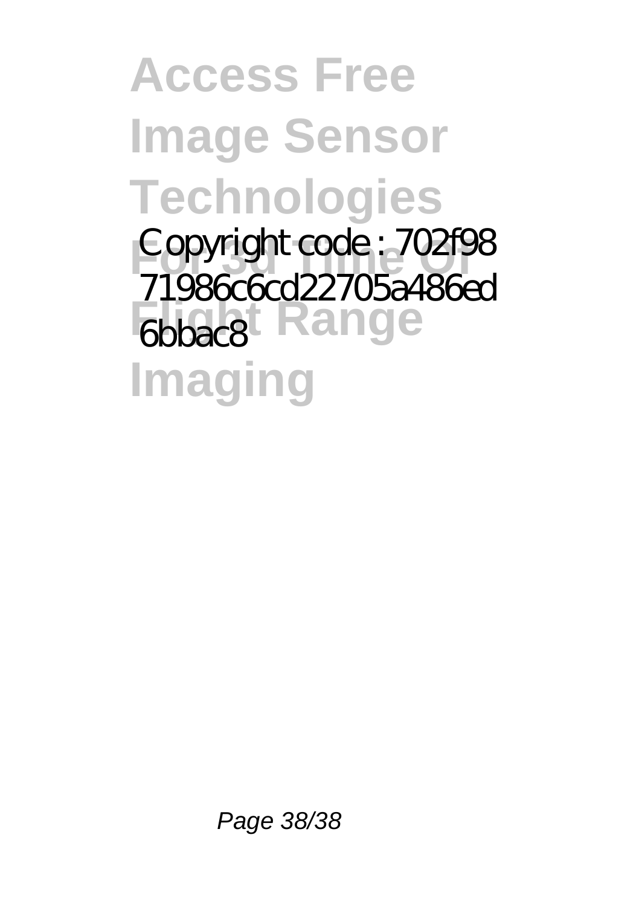Copyright code : 702f9871986c6cd22705a486ed6bbac8